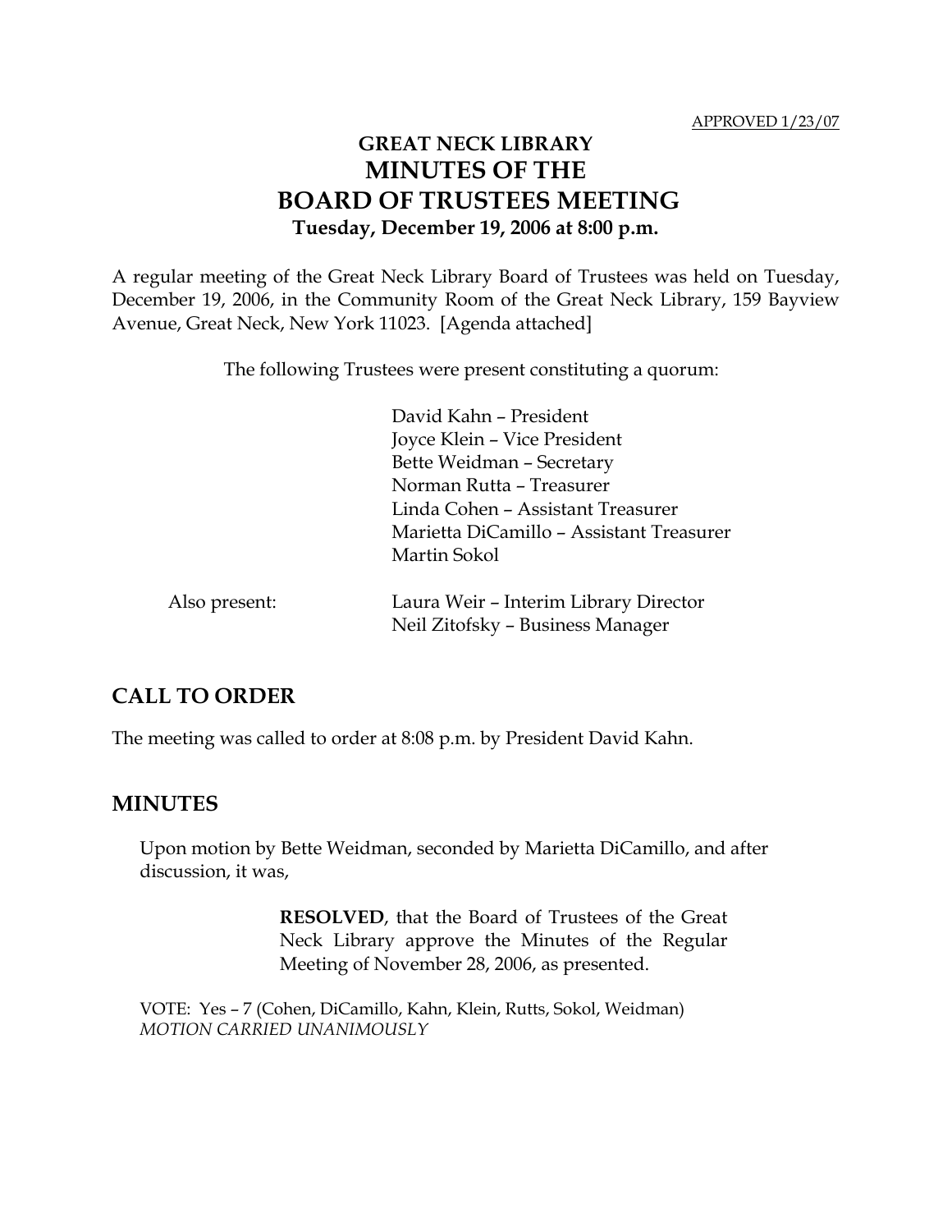APPROVED 1/23/07

# GREAT NECK LIBRARY
# MINUTES OF THE
# BOARD OF TRUSTEES MEETING
**Tuesday, December 19, 2006 at 8:00 p.m.**

A regular meeting of the Great Neck Library Board of Trustees was held on Tuesday, December 19, 2006, in the Community Room of the Great Neck Library, 159 Bayview Avenue, Great Neck, New York 11023. [Agenda attached]

The following Trustees were present constituting a quorum:

David Kahn – President
Joyce Klein – Vice President
Bette Weidman – Secretary
Norman Rutta – Treasurer
Linda Cohen – Assistant Treasurer
Marietta DiCamillo – Assistant Treasurer
Martin Sokol

Also present:
Laura Weir – Interim Library Director
Neil Zitofsky – Business Manager

## CALL TO ORDER

The meeting was called to order at 8:08 p.m. by President David Kahn.

## MINUTES

Upon motion by Bette Weidman, seconded by Marietta DiCamillo, and after discussion, it was,

> **RESOLVED**, that the Board of Trustees of the Great Neck Library approve the Minutes of the Regular Meeting of November 28, 2006, as presented.

VOTE: Yes – 7 (Cohen, DiCamillo, Kahn, Klein, Rutts, Sokol, Weidman)
*MOTION CARRIED UNANIMOUSLY*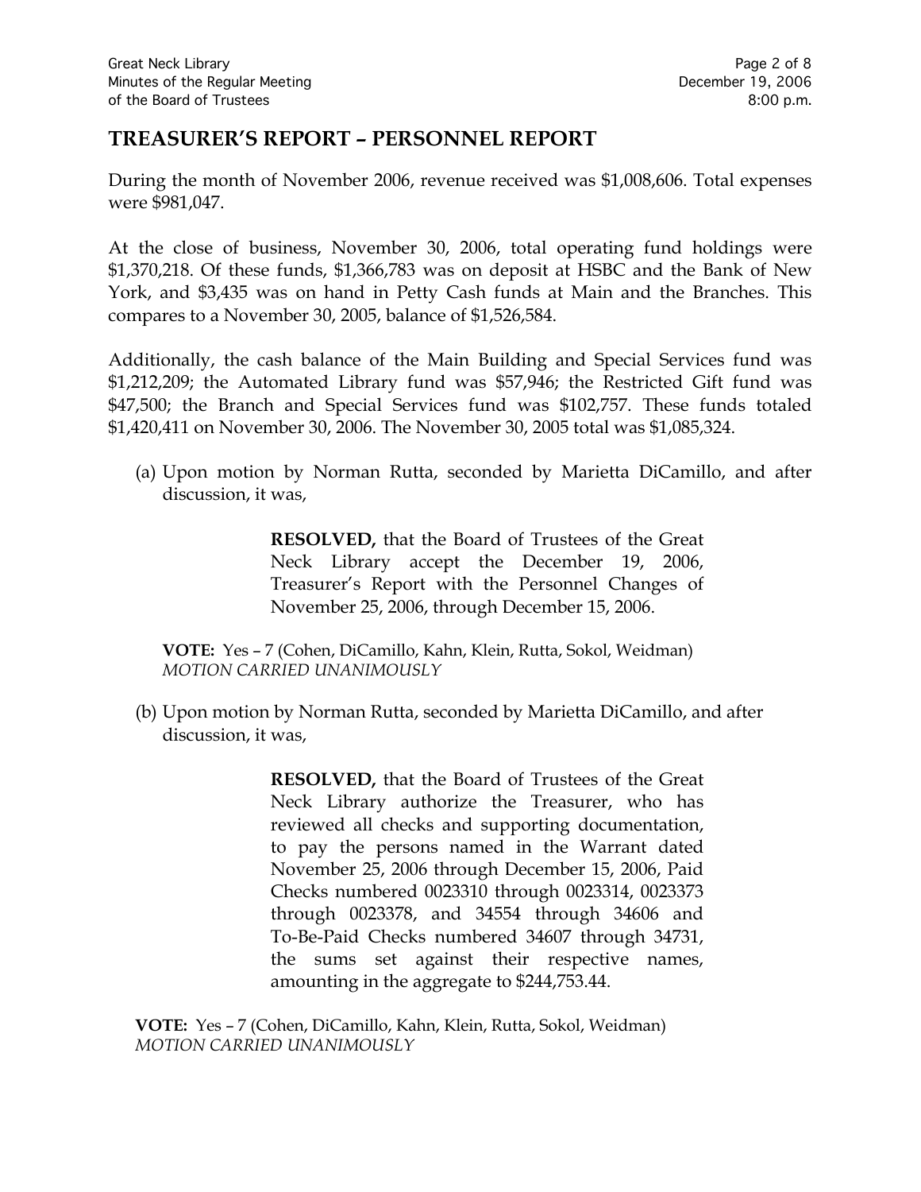## TREASURER'S REPORT – PERSONNEL REPORT

During the month of November 2006, revenue received was $1,008,606. Total expenses were $981,047.

At the close of business, November 30, 2006, total operating fund holdings were $1,370,218. Of these funds, $1,366,783 was on deposit at HSBC and the Bank of New York, and $3,435 was on hand in Petty Cash funds at Main and the Branches. This compares to a November 30, 2005, balance of $1,526,584.

Additionally, the cash balance of the Main Building and Special Services fund was $1,212,209; the Automated Library fund was $57,946; the Restricted Gift fund was $47,500; the Branch and Special Services fund was $102,757. These funds totaled $1,420,411 on November 30, 2006. The November 30, 2005 total was $1,085,324.

(a) Upon motion by Norman Rutta, seconded by Marietta DiCamillo, and after discussion, it was,

> **RESOLVED,** that the Board of Trustees of the Great Neck Library accept the December 19, 2006, Treasurer's Report with the Personnel Changes of November 25, 2006, through December 15, 2006.

**VOTE:** Yes – 7 (Cohen, DiCamillo, Kahn, Klein, Rutta, Sokol, Weidman)
*MOTION CARRIED UNANIMOUSLY*

(b) Upon motion by Norman Rutta, seconded by Marietta DiCamillo, and after discussion, it was,

> **RESOLVED,** that the Board of Trustees of the Great Neck Library authorize the Treasurer, who has reviewed all checks and supporting documentation, to pay the persons named in the Warrant dated November 25, 2006 through December 15, 2006, Paid Checks numbered 0023310 through 0023314, 0023373 through 0023378, and 34554 through 34606 and To-Be-Paid Checks numbered 34607 through 34731, the sums set against their respective names, amounting in the aggregate to $244,753.44.

**VOTE:** Yes – 7 (Cohen, DiCamillo, Kahn, Klein, Rutta, Sokol, Weidman)
*MOTION CARRIED UNANIMOUSLY*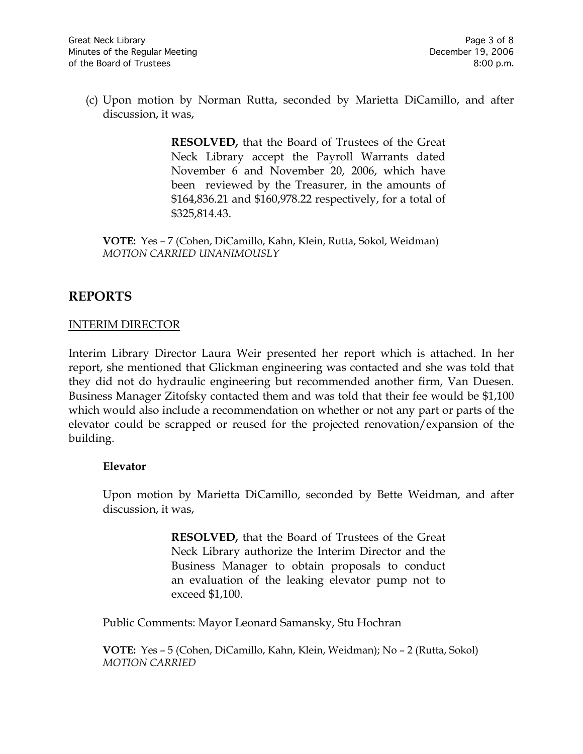(c) Upon motion by Norman Rutta, seconded by Marietta DiCamillo, and after discussion, it was,

> **RESOLVED,** that the Board of Trustees of the Great Neck Library accept the Payroll Warrants dated November 6 and November 20, 2006, which have been reviewed by the Treasurer, in the amounts of $164,836.21 and $160,978.22 respectively, for a total of $325,814.43.

**VOTE:** Yes – 7 (Cohen, DiCamillo, Kahn, Klein, Rutta, Sokol, Weidman)
*MOTION CARRIED UNANIMOUSLY*

## REPORTS

INTERIM DIRECTOR

Interim Library Director Laura Weir presented her report which is attached. In her report, she mentioned that Glickman engineering was contacted and she was told that they did not do hydraulic engineering but recommended another firm, Van Duesen. Business Manager Zitofsky contacted them and was told that their fee would be $1,100 which would also include a recommendation on whether or not any part or parts of the elevator could be scrapped or reused for the projected renovation/expansion of the building.

**Elevator**

Upon motion by Marietta DiCamillo, seconded by Bette Weidman, and after discussion, it was,

> **RESOLVED,** that the Board of Trustees of the Great Neck Library authorize the Interim Director and the Business Manager to obtain proposals to conduct an evaluation of the leaking elevator pump not to exceed $1,100.

Public Comments: Mayor Leonard Samansky, Stu Hochran

**VOTE:** Yes – 5 (Cohen, DiCamillo, Kahn, Klein, Weidman); No – 2 (Rutta, Sokol)
*MOTION CARRIED*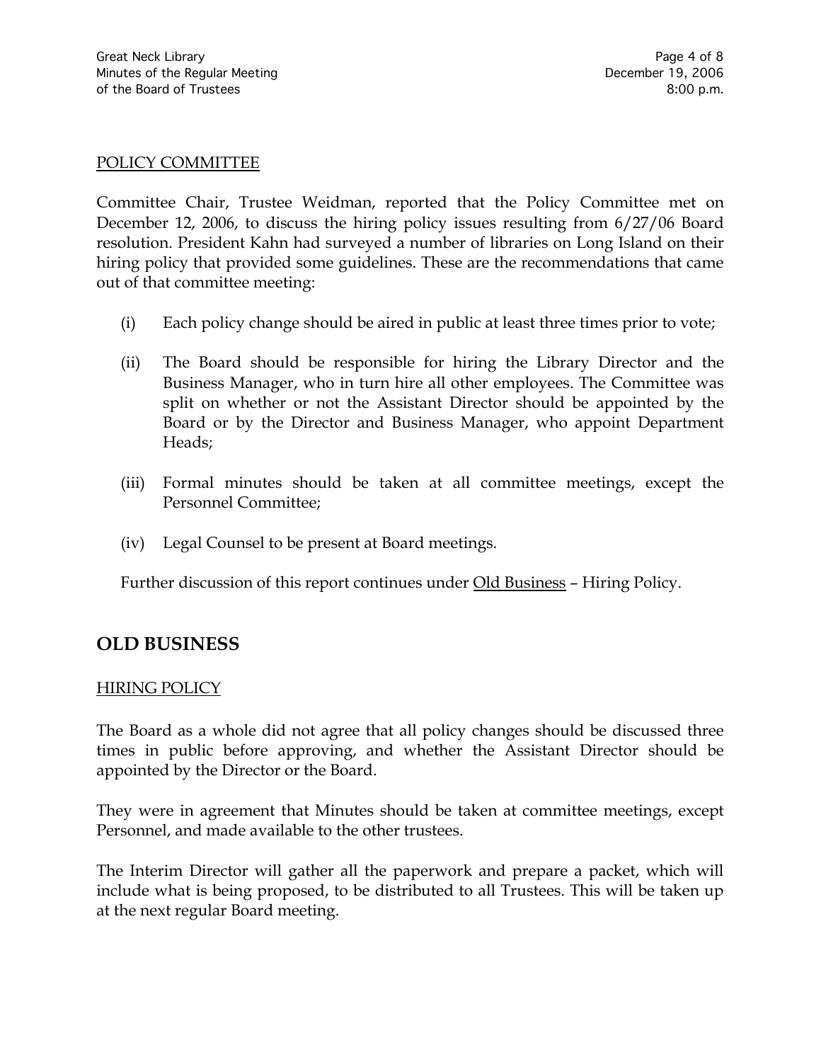POLICY COMMITTEE

Committee Chair, Trustee Weidman, reported that the Policy Committee met on December 12, 2006, to discuss the hiring policy issues resulting from 6/27/06 Board resolution. President Kahn had surveyed a number of libraries on Long Island on their hiring policy that provided some guidelines. These are the recommendations that came out of that committee meeting:

(i) Each policy change should be aired in public at least three times prior to vote;

(ii) The Board should be responsible for hiring the Library Director and the Business Manager, who in turn hire all other employees. The Committee was split on whether or not the Assistant Director should be appointed by the Board or by the Director and Business Manager, who appoint Department Heads;

(iii) Formal minutes should be taken at all committee meetings, except the Personnel Committee;

(iv) Legal Counsel to be present at Board meetings.

Further discussion of this report continues under Old Business – Hiring Policy.

## OLD BUSINESS

HIRING POLICY

The Board as a whole did not agree that all policy changes should be discussed three times in public before approving, and whether the Assistant Director should be appointed by the Director or the Board.

They were in agreement that Minutes should be taken at committee meetings, except Personnel, and made available to the other trustees.

The Interim Director will gather all the paperwork and prepare a packet, which will include what is being proposed, to be distributed to all Trustees. This will be taken up at the next regular Board meeting.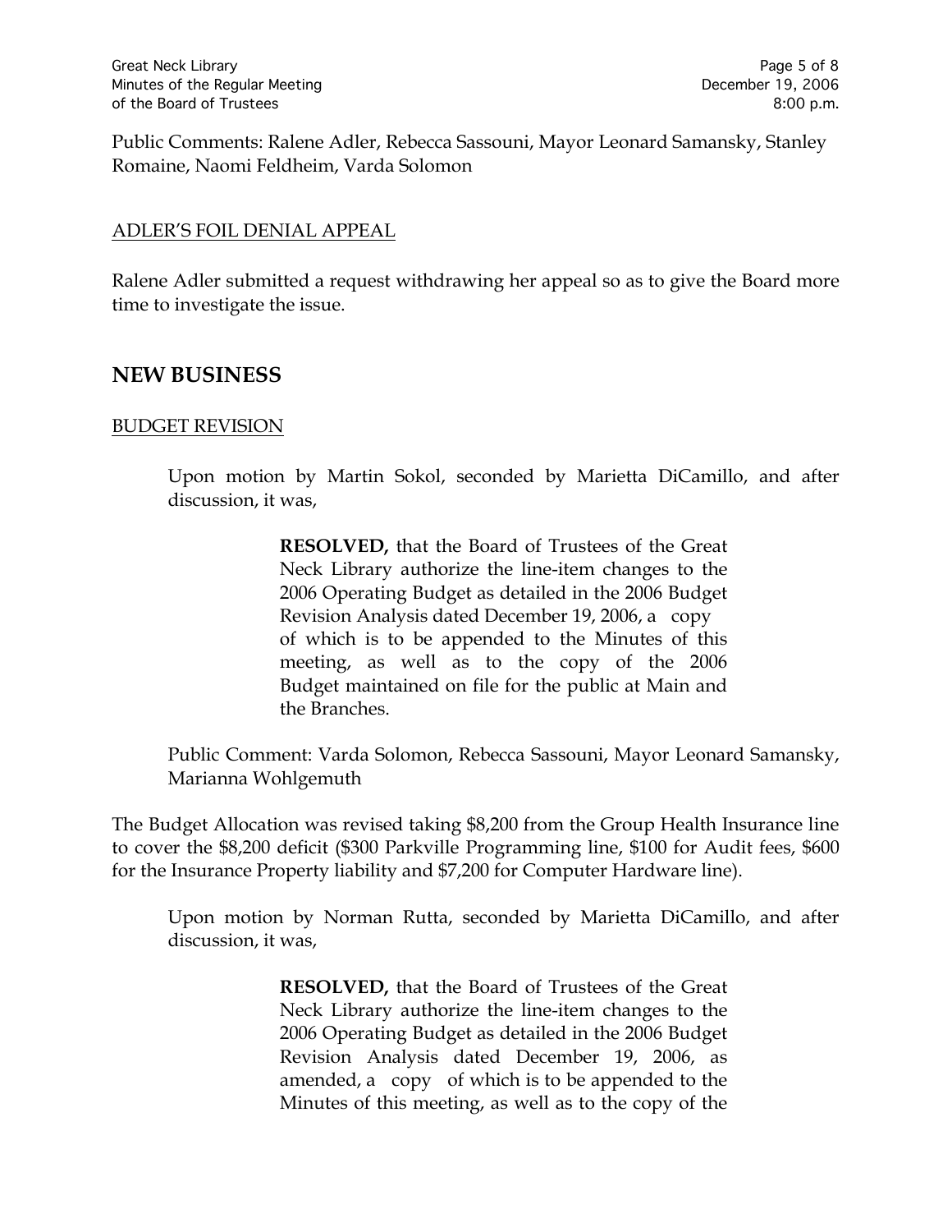Public Comments: Ralene Adler, Rebecca Sassouni, Mayor Leonard Samansky, Stanley Romaine, Naomi Feldheim, Varda Solomon

ADLER'S FOIL DENIAL APPEAL

Ralene Adler submitted a request withdrawing her appeal so as to give the Board more time to investigate the issue.

## NEW BUSINESS

BUDGET REVISION

Upon motion by Martin Sokol, seconded by Marietta DiCamillo, and after discussion, it was,

> **RESOLVED,** that the Board of Trustees of the Great Neck Library authorize the line-item changes to the 2006 Operating Budget as detailed in the 2006 Budget Revision Analysis dated December 19, 2006, a copy of which is to be appended to the Minutes of this meeting, as well as to the copy of the 2006 Budget maintained on file for the public at Main and the Branches.

Public Comment: Varda Solomon, Rebecca Sassouni, Mayor Leonard Samansky, Marianna Wohlgemuth

The Budget Allocation was revised taking $8,200 from the Group Health Insurance line to cover the $8,200 deficit ($300 Parkville Programming line, $100 for Audit fees, $600 for the Insurance Property liability and $7,200 for Computer Hardware line).

Upon motion by Norman Rutta, seconded by Marietta DiCamillo, and after discussion, it was,

> **RESOLVED,** that the Board of Trustees of the Great Neck Library authorize the line-item changes to the 2006 Operating Budget as detailed in the 2006 Budget Revision Analysis dated December 19, 2006, as amended, a copy of which is to be appended to the Minutes of this meeting, as well as to the copy of the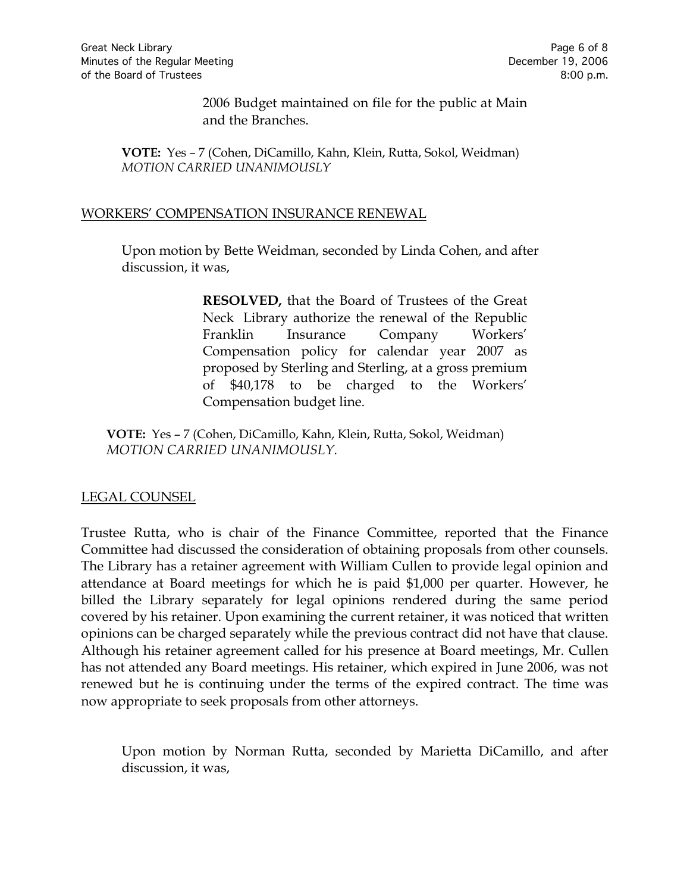2006 Budget maintained on file for the public at Main and the Branches.

**VOTE:** Yes – 7 (Cohen, DiCamillo, Kahn, Klein, Rutta, Sokol, Weidman)
*MOTION CARRIED UNANIMOUSLY*

## WORKERS' COMPENSATION INSURANCE RENEWAL

Upon motion by Bette Weidman, seconded by Linda Cohen, and after discussion, it was,

> **RESOLVED,** that the Board of Trustees of the Great Neck Library authorize the renewal of the Republic Franklin Insurance Company Workers' Compensation policy for calendar year 2007 as proposed by Sterling and Sterling, at a gross premium of $40,178 to be charged to the Workers' Compensation budget line.

**VOTE:** Yes – 7 (Cohen, DiCamillo, Kahn, Klein, Rutta, Sokol, Weidman)
*MOTION CARRIED UNANIMOUSLY.*

## LEGAL COUNSEL

Trustee Rutta, who is chair of the Finance Committee, reported that the Finance Committee had discussed the consideration of obtaining proposals from other counsels. The Library has a retainer agreement with William Cullen to provide legal opinion and attendance at Board meetings for which he is paid $1,000 per quarter. However, he billed the Library separately for legal opinions rendered during the same period covered by his retainer. Upon examining the current retainer, it was noticed that written opinions can be charged separately while the previous contract did not have that clause. Although his retainer agreement called for his presence at Board meetings, Mr. Cullen has not attended any Board meetings. His retainer, which expired in June 2006, was not renewed but he is continuing under the terms of the expired contract. The time was now appropriate to seek proposals from other attorneys.

Upon motion by Norman Rutta, seconded by Marietta DiCamillo, and after discussion, it was,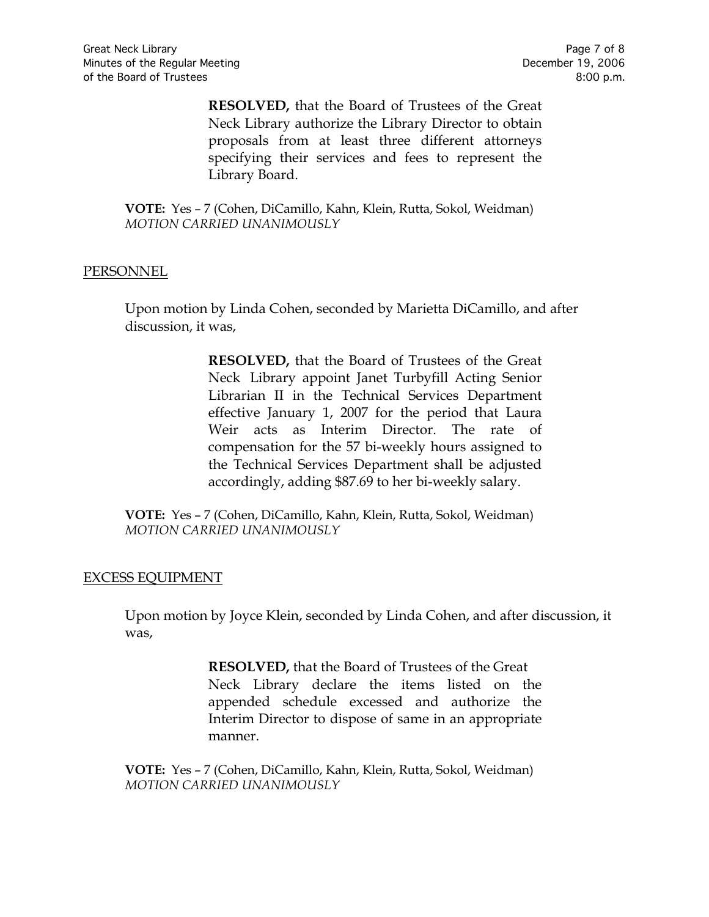> **RESOLVED,** that the Board of Trustees of the Great Neck Library authorize the Library Director to obtain proposals from at least three different attorneys specifying their services and fees to represent the Library Board.

**VOTE:** Yes – 7 (Cohen, DiCamillo, Kahn, Klein, Rutta, Sokol, Weidman)
*MOTION CARRIED UNANIMOUSLY*

## PERSONNEL

Upon motion by Linda Cohen, seconded by Marietta DiCamillo, and after discussion, it was,

> **RESOLVED,** that the Board of Trustees of the Great Neck Library appoint Janet Turbyfill Acting Senior Librarian II in the Technical Services Department effective January 1, 2007 for the period that Laura Weir acts as Interim Director. The rate of compensation for the 57 bi-weekly hours assigned to the Technical Services Department shall be adjusted accordingly, adding $87.69 to her bi-weekly salary.

**VOTE:** Yes – 7 (Cohen, DiCamillo, Kahn, Klein, Rutta, Sokol, Weidman)
*MOTION CARRIED UNANIMOUSLY*

## EXCESS EQUIPMENT

Upon motion by Joyce Klein, seconded by Linda Cohen, and after discussion, it was,

> **RESOLVED,** that the Board of Trustees of the Great Neck Library declare the items listed on the appended schedule excessed and authorize the Interim Director to dispose of same in an appropriate manner.

**VOTE:** Yes – 7 (Cohen, DiCamillo, Kahn, Klein, Rutta, Sokol, Weidman)
*MOTION CARRIED UNANIMOUSLY*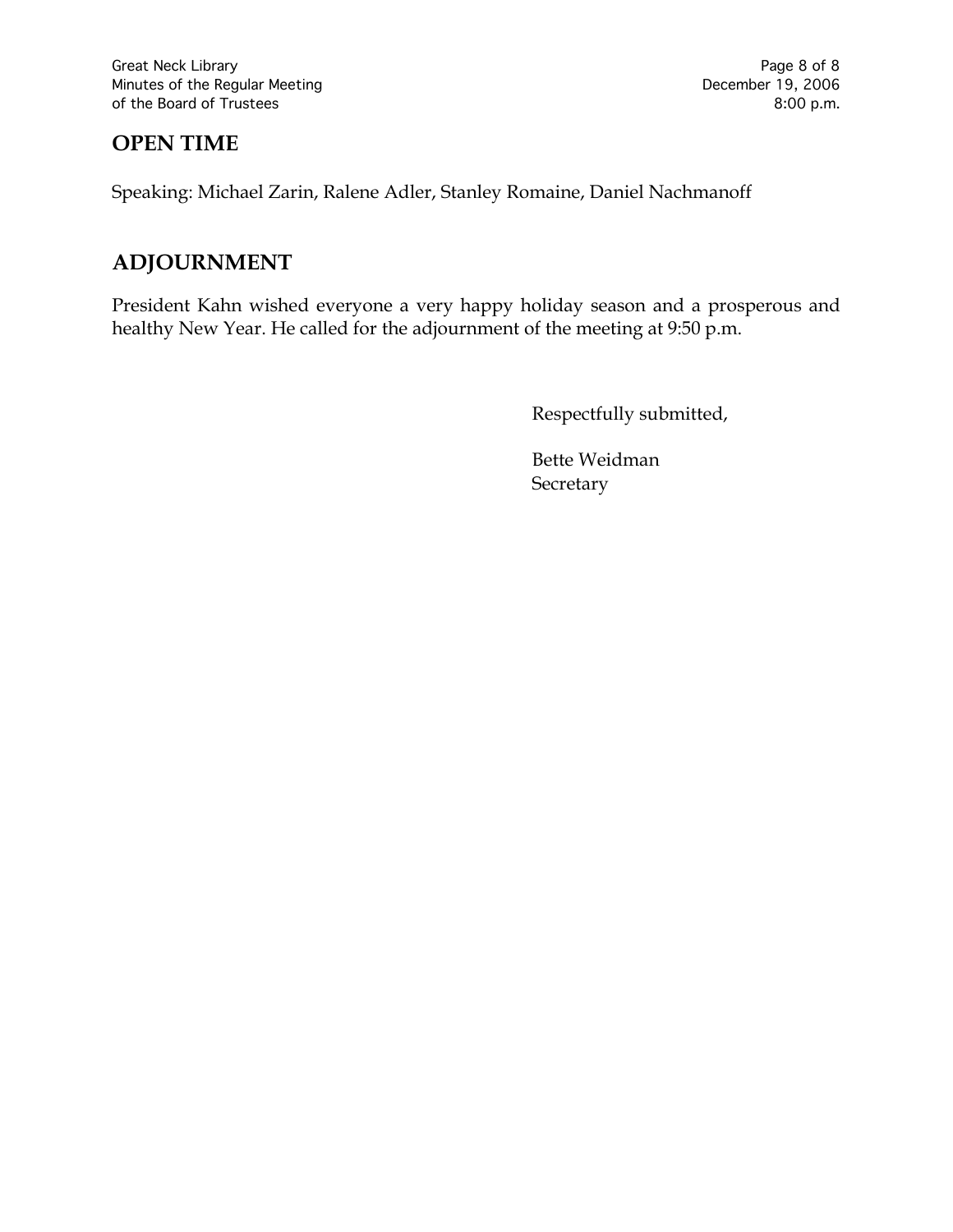## OPEN TIME

Speaking: Michael Zarin, Ralene Adler, Stanley Romaine, Daniel Nachmanoff

## ADJOURNMENT

President Kahn wished everyone a very happy holiday season and a prosperous and healthy New Year. He called for the adjournment of the meeting at 9:50 p.m.

Respectfully submitted,

Bette Weidman
Secretary